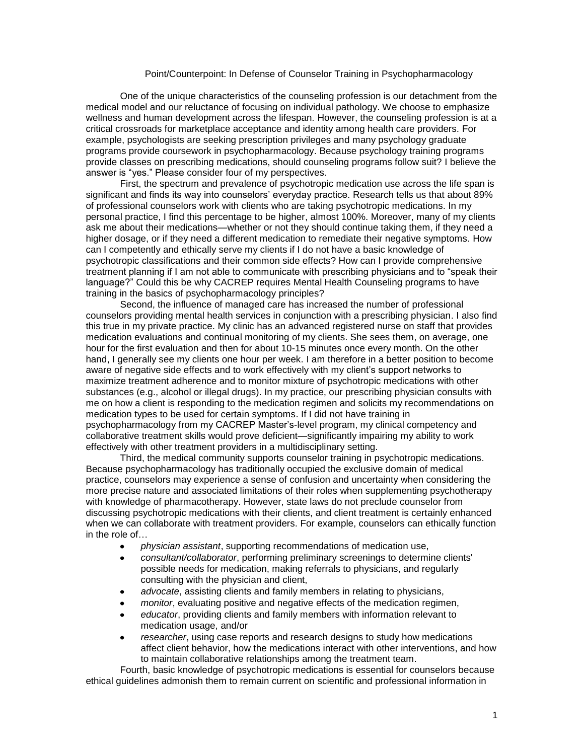# Point/Counterpoint: In Defense of Counselor Training in Psychopharmacology

One of the unique characteristics of the counseling profession is our detachment from the medical model and our reluctance of focusing on individual pathology. We choose to emphasize wellness and human development across the lifespan. However, the counseling profession is at a critical crossroads for marketplace acceptance and identity among health care providers. For example, psychologists are seeking prescription privileges and many psychology graduate programs provide coursework in psychopharmacology. Because psychology training programs provide classes on prescribing medications, should counseling programs follow suit? I believe the answer is "yes." Please consider four of my perspectives.

First, the spectrum and prevalence of psychotropic medication use across the life span is significant and finds its way into counselors' everyday practice. Research tells us that about 89% of professional counselors work with clients who are taking psychotropic medications. In my personal practice, I find this percentage to be higher, almost 100%. Moreover, many of my clients ask me about their medications—whether or not they should continue taking them, if they need a higher dosage, or if they need a different medication to remediate their negative symptoms. How can I competently and ethically serve my clients if I do not have a basic knowledge of psychotropic classifications and their common side effects? How can I provide comprehensive treatment planning if I am not able to communicate with prescribing physicians and to "speak their language?" Could this be why CACREP requires Mental Health Counseling programs to have training in the basics of psychopharmacology principles?

Second, the influence of managed care has increased the number of professional counselors providing mental health services in conjunction with a prescribing physician. I also find this true in my private practice. My clinic has an advanced registered nurse on staff that provides medication evaluations and continual monitoring of my clients. She sees them, on average, one hour for the first evaluation and then for about 10-15 minutes once every month. On the other hand, I generally see my clients one hour per week. I am therefore in a better position to become aware of negative side effects and to work effectively with my client's support networks to maximize treatment adherence and to monitor mixture of psychotropic medications with other substances (e.g., alcohol or illegal drugs). In my practice, our prescribing physician consults with me on how a client is responding to the medication regimen and solicits my recommendations on medication types to be used for certain symptoms. If I did not have training in psychopharmacology from my CACREP Master's-level program, my clinical competency and collaborative treatment skills would prove deficient—significantly impairing my ability to work effectively with other treatment providers in a multidisciplinary setting.

Third, the medical community supports counselor training in psychotropic medications. Because psychopharmacology has traditionally occupied the exclusive domain of medical practice, counselors may experience a sense of confusion and uncertainty when considering the more precise nature and associated limitations of their roles when supplementing psychotherapy with knowledge of pharmacotherapy. However, state laws do not preclude counselor from discussing psychotropic medications with their clients, and client treatment is certainly enhanced when we can collaborate with treatment providers. For example, counselors can ethically function in the role of…

- *physician assistant*, supporting recommendations of medication use,
- *consultant/collaborator*, performing preliminary screenings to determine clients' possible needs for medication, making referrals to physicians, and regularly consulting with the physician and client,
- *advocate*, assisting clients and family members in relating to physicians,
- *monitor*, evaluating positive and negative effects of the medication regimen,
- *educator*, providing clients and family members with information relevant to medication usage, and/or
- *researcher*, using case reports and research designs to study how medications affect client behavior, how the medications interact with other interventions, and how to maintain collaborative relationships among the treatment team.

Fourth, basic knowledge of psychotropic medications is essential for counselors because ethical guidelines admonish them to remain current on scientific and professional information in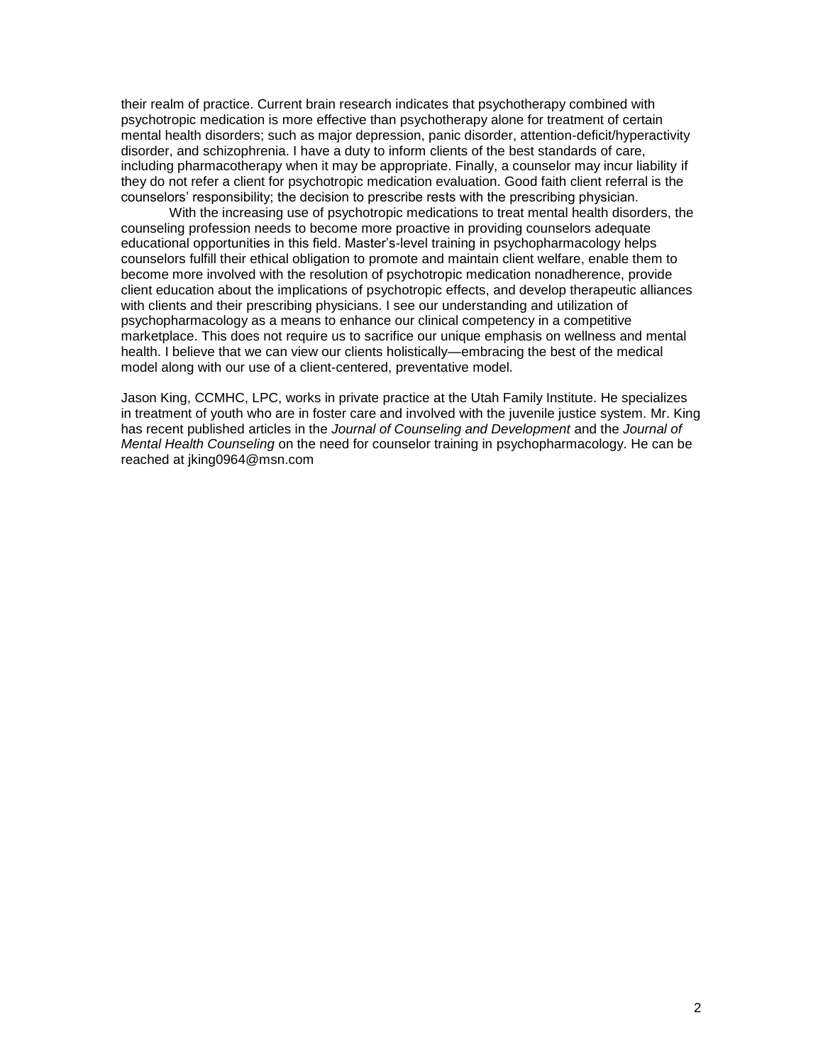their realm of practice. Current brain research indicates that psychotherapy combined with psychotropic medication is more effective than psychotherapy alone for treatment of certain mental health disorders; such as major depression, panic disorder, attention-deficit/hyperactivity disorder, and schizophrenia. I have a duty to inform clients of the best standards of care, including pharmacotherapy when it may be appropriate. Finally, a counselor may incur liability if they do not refer a client for psychotropic medication evaluation. Good faith client referral is the counselors' responsibility; the decision to prescribe rests with the prescribing physician.

With the increasing use of psychotropic medications to treat mental health disorders, the counseling profession needs to become more proactive in providing counselors adequate educational opportunities in this field. Master's-level training in psychopharmacology helps counselors fulfill their ethical obligation to promote and maintain client welfare, enable them to become more involved with the resolution of psychotropic medication nonadherence, provide client education about the implications of psychotropic effects, and develop therapeutic alliances with clients and their prescribing physicians. I see our understanding and utilization of psychopharmacology as a means to enhance our clinical competency in a competitive marketplace. This does not require us to sacrifice our unique emphasis on wellness and mental health. I believe that we can view our clients holistically—embracing the best of the medical model along with our use of a client-centered, preventative model.

Jason King, CCMHC, LPC, works in private practice at the Utah Family Institute. He specializes in treatment of youth who are in foster care and involved with the juvenile justice system. Mr. King has recent published articles in the *Journal of Counseling and Development* and the *Journal of Mental Health Counseling* on the need for counselor training in psychopharmacology. He can be reached at jking0964@msn.com